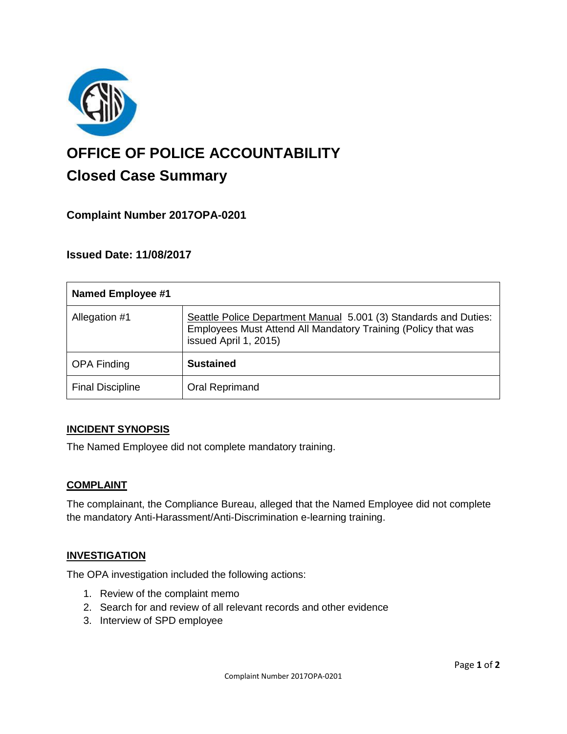# OFFICE OF POLICE ACCOUNTABILITY

## Closed Case Summary

### Complaint Number 2017OPA-0201

### Issued Date: 11/08/2017

| Named Employee #1 | |
|---|---|
| Allegation #1 | Seattle Police Department Manual 5.001 (3) Standards and Duties: Employees Must Attend All Mandatory Training (Policy that was issued April 1, 2015) |
| OPA Finding | **Sustained** |
| Final Discipline | Oral Reprimand |

#### INCIDENT SYNOPSIS

The Named Employee did not complete mandatory training.

#### COMPLAINT

The complainant, the Compliance Bureau, alleged that the Named Employee did not complete the mandatory Anti-Harassment/Anti-Discrimination e-learning training.

#### INVESTIGATION

The OPA investigation included the following actions:

1. Review of the complaint memo
2. Search for and review of all relevant records and other evidence
3. Interview of SPD employee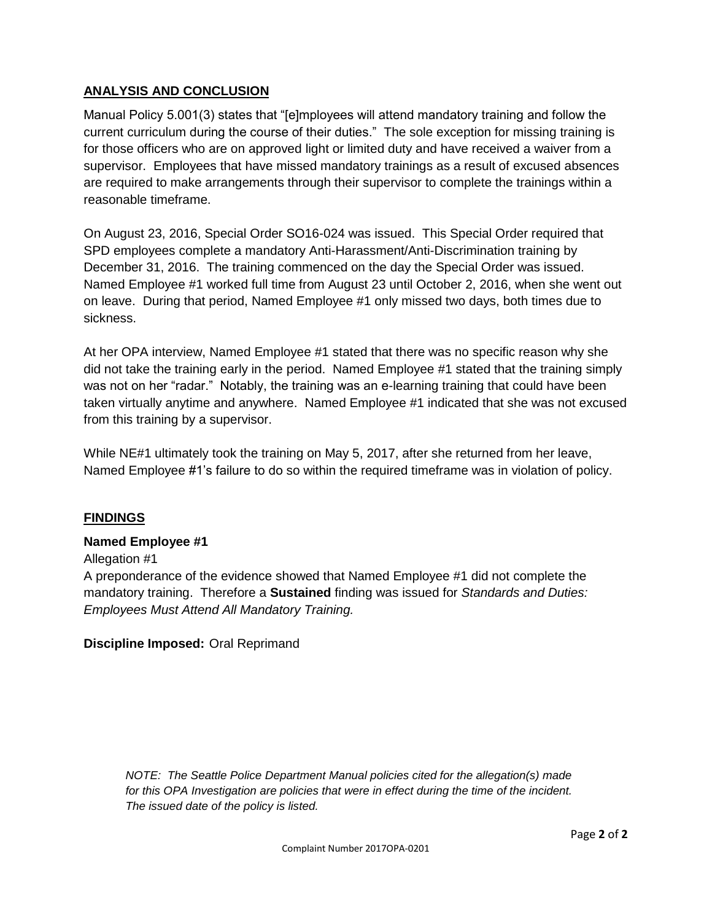## ANALYSIS AND CONCLUSION

Manual Policy 5.001(3) states that "[e]mployees will attend mandatory training and follow the current curriculum during the course of their duties." The sole exception for missing training is for those officers who are on approved light or limited duty and have received a waiver from a supervisor. Employees that have missed mandatory trainings as a result of excused absences are required to make arrangements through their supervisor to complete the trainings within a reasonable timeframe.

On August 23, 2016, Special Order SO16-024 was issued. This Special Order required that SPD employees complete a mandatory Anti-Harassment/Anti-Discrimination training by December 31, 2016. The training commenced on the day the Special Order was issued. Named Employee #1 worked full time from August 23 until October 2, 2016, when she went out on leave. During that period, Named Employee #1 only missed two days, both times due to sickness.

At her OPA interview, Named Employee #1 stated that there was no specific reason why she did not take the training early in the period. Named Employee #1 stated that the training simply was not on her "radar." Notably, the training was an e-learning training that could have been taken virtually anytime and anywhere. Named Employee #1 indicated that she was not excused from this training by a supervisor.

While NE#1 ultimately took the training on May 5, 2017, after she returned from her leave, Named Employee #1's failure to do so within the required timeframe was in violation of policy.

## FINDINGS

**Named Employee #1**

Allegation #1

A preponderance of the evidence showed that Named Employee #1 did not complete the mandatory training. Therefore a **Sustained** finding was issued for *Standards and Duties: Employees Must Attend All Mandatory Training.*

**Discipline Imposed:** Oral Reprimand

*NOTE: The Seattle Police Department Manual policies cited for the allegation(s) made for this OPA Investigation are policies that were in effect during the time of the incident. The issued date of the policy is listed.*

Complaint Number 2017OPA-0201